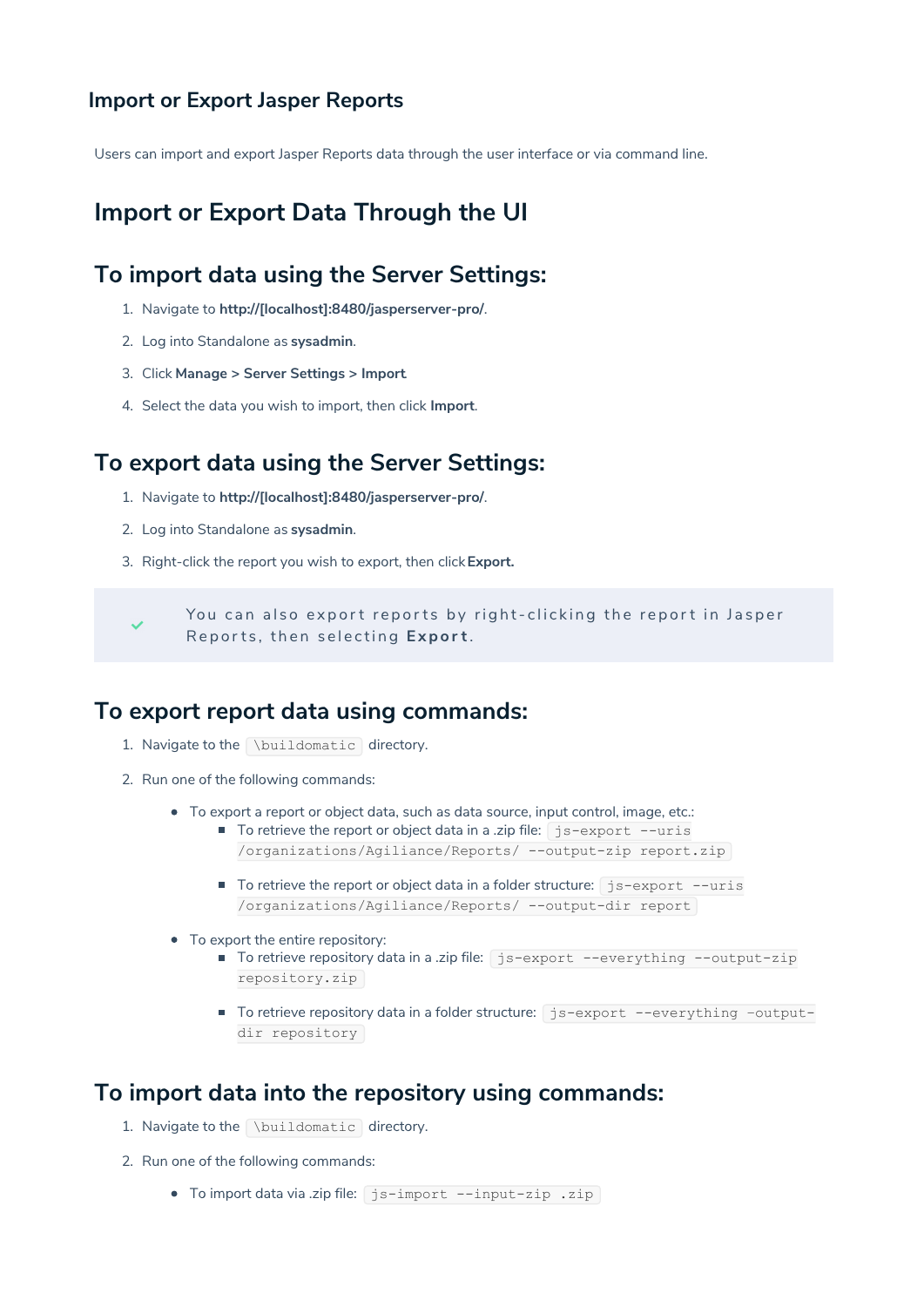## Import or Export Jasper Reports

Users can import and export Jasper Reports data through the user interface or via command line.

# Import or Export Data Through the UI

## To import data using the Server Settings:

1. Navigate to **http://[localhost]:8480/jasperserver-pro/**.
2. Log into Standalone as **sysadmin**.
3. Click **Manage > Server Settings > Import**.
4. Select the data you wish to import, then click **Import**.

## To export data using the Server Settings:

1. Navigate to **http://[localhost]:8480/jasperserver-pro/**.
2. Log into Standalone as **sysadmin**.
3. Right-click the report you wish to export, then click **Export.**

> You can also export reports by right-clicking the report in Jasper Reports, then selecting **Export**.

## To export report data using commands:

1. Navigate to the `\buildomatic` directory.
2. Run one of the following commands:
   - To export a report or object data, such as data source, input control, image, etc.:
     - To retrieve the report or object data in a .zip file: `js-export --uris /organizations/Agiliance/Reports/ --output-zip report.zip`
     - To retrieve the report or object data in a folder structure: `js-export --uris /organizations/Agiliance/Reports/ --output-dir report`
   - To export the entire repository:
     - To retrieve repository data in a .zip file: `js-export --everything --output-zip repository.zip`
     - To retrieve repository data in a folder structure: `js-export --everything -output-dir repository`

## To import data into the repository using commands:

1. Navigate to the `\buildomatic` directory.
2. Run one of the following commands:
   - To import data via .zip file: `js-import --input-zip .zip`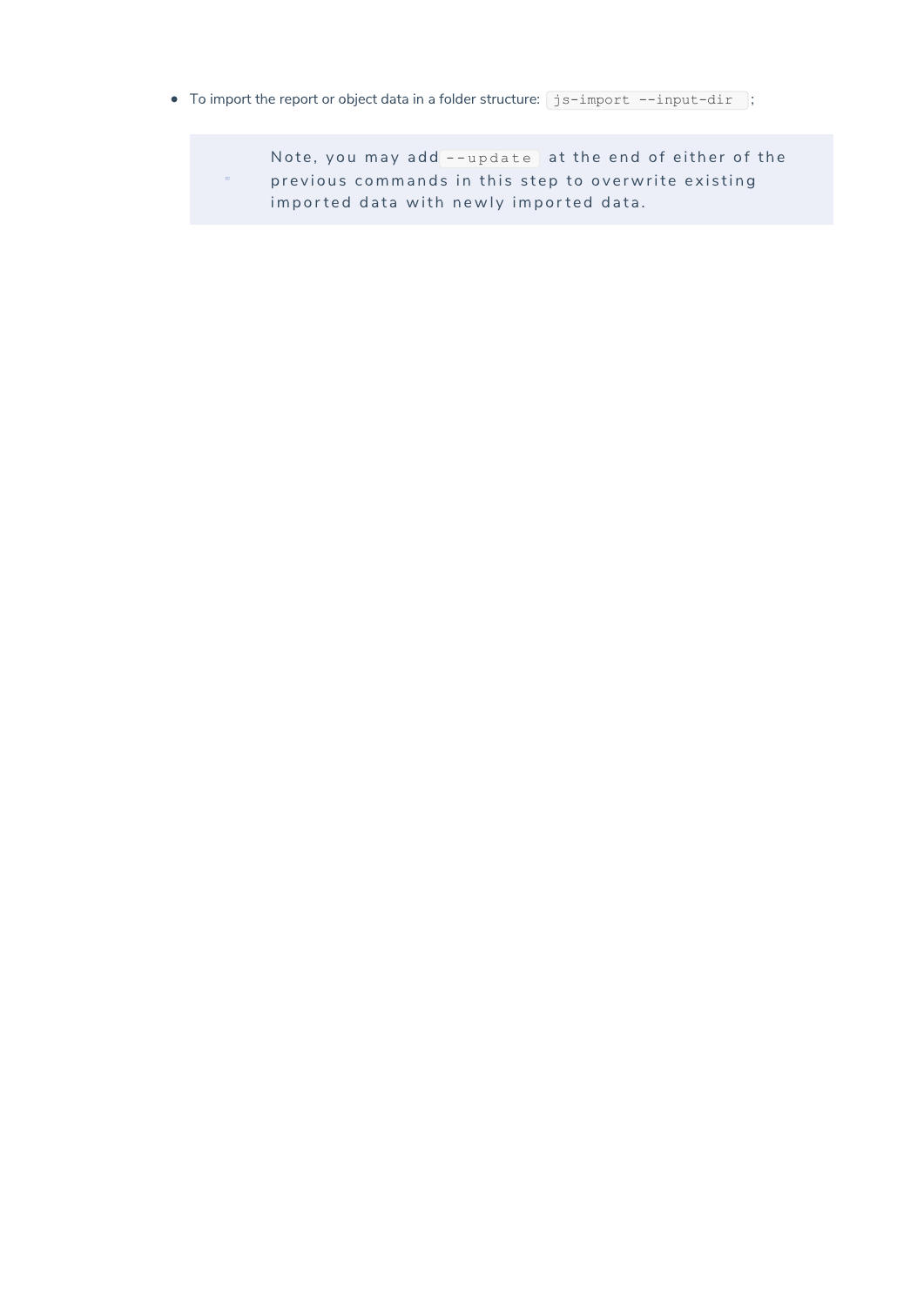- To import the report or object data in a folder structure: `js-import --input-dir `;

> Note, you may add `--update` at the end of either of the previous commands in this step to overwrite existing imported data with newly imported data.